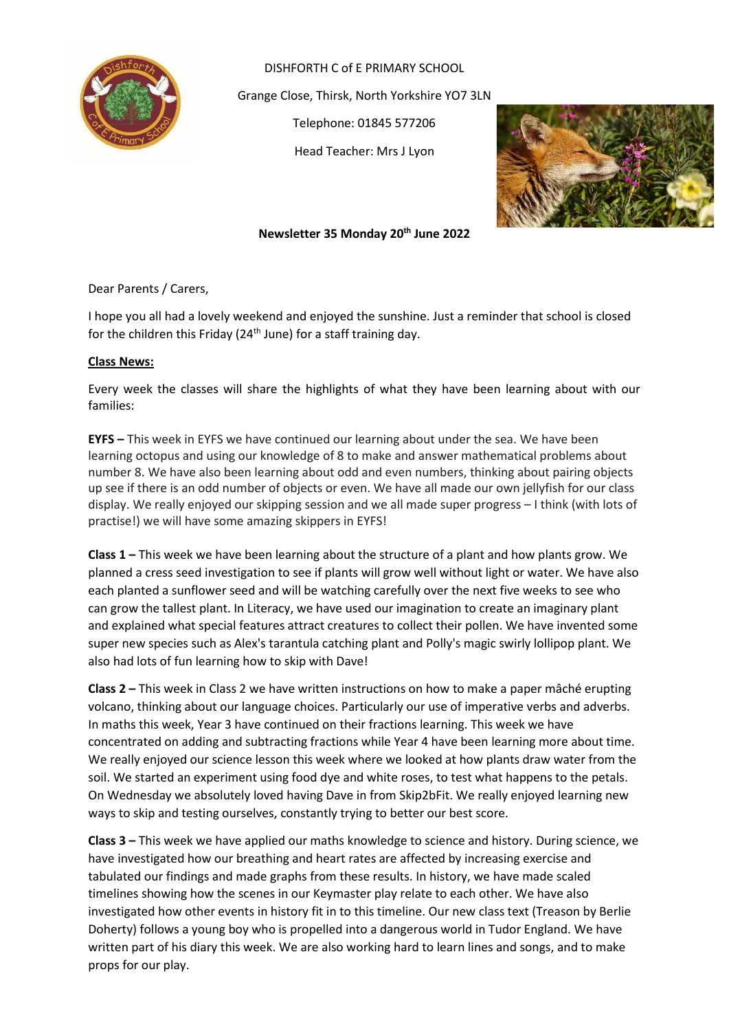DISHFORTH C of E PRIMARY SCHOOL

Grange Close, Thirsk, North Yorkshire YO7 3LN

Telephone: 01845 577206

Head Teacher: Mrs J Lyon

**Newsletter 35 Monday 20th June 2022**

Dear Parents / Carers,

I hope you all had a lovely weekend and enjoyed the sunshine. Just a reminder that school is closed for the children this Friday (24th June) for a staff training day.

## Class News:

Every week the classes will share the highlights of what they have been learning about with our families:

**EYFS –** This week in EYFS we have continued our learning about under the sea. We have been learning octopus and using our knowledge of 8 to make and answer mathematical problems about number 8. We have also been learning about odd and even numbers, thinking about pairing objects up see if there is an odd number of objects or even. We have all made our own jellyfish for our class display. We really enjoyed our skipping session and we all made super progress – I think (with lots of practise!) we will have some amazing skippers in EYFS!

**Class 1 –** This week we have been learning about the structure of a plant and how plants grow. We planned a cress seed investigation to see if plants will grow well without light or water. We have also each planted a sunflower seed and will be watching carefully over the next five weeks to see who can grow the tallest plant. In Literacy, we have used our imagination to create an imaginary plant and explained what special features attract creatures to collect their pollen. We have invented some super new species such as Alex's tarantula catching plant and Polly's magic swirly lollipop plant. We also had lots of fun learning how to skip with Dave!

**Class 2 –** This week in Class 2 we have written instructions on how to make a paper mâché erupting volcano, thinking about our language choices. Particularly our use of imperative verbs and adverbs. In maths this week, Year 3 have continued on their fractions learning. This week we have concentrated on adding and subtracting fractions while Year 4 have been learning more about time. We really enjoyed our science lesson this week where we looked at how plants draw water from the soil. We started an experiment using food dye and white roses, to test what happens to the petals. On Wednesday we absolutely loved having Dave in from Skip2bFit. We really enjoyed learning new ways to skip and testing ourselves, constantly trying to better our best score.

**Class 3 –** This week we have applied our maths knowledge to science and history. During science, we have investigated how our breathing and heart rates are affected by increasing exercise and tabulated our findings and made graphs from these results. In history, we have made scaled timelines showing how the scenes in our Keymaster play relate to each other. We have also investigated how other events in history fit in to this timeline. Our new class text (Treason by Berlie Doherty) follows a young boy who is propelled into a dangerous world in Tudor England. We have written part of his diary this week. We are also working hard to learn lines and songs, and to make props for our play.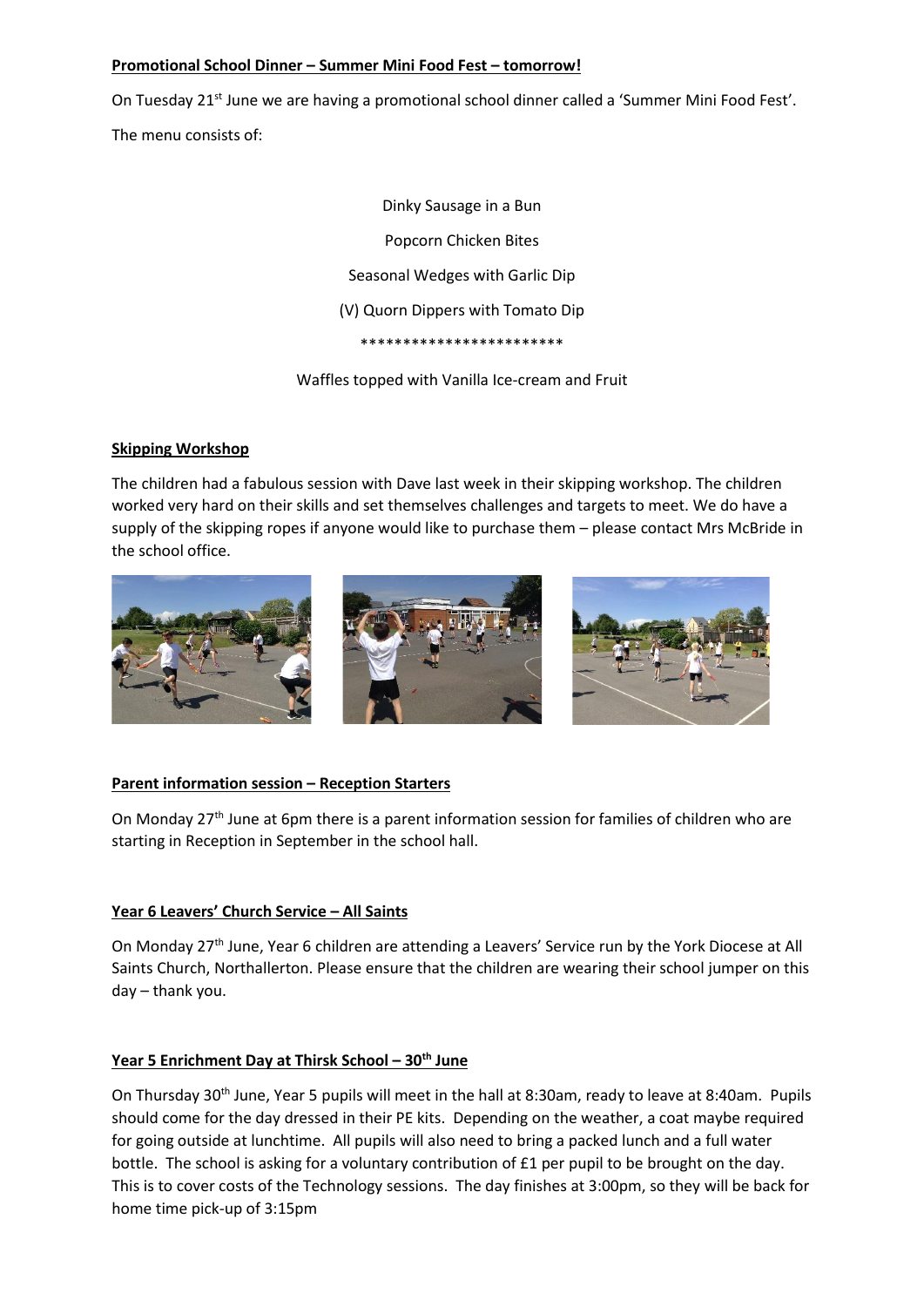**Promotional School Dinner – Summer Mini Food Fest – tomorrow!**

On Tuesday 21st June we are having a promotional school dinner called a 'Summer Mini Food Fest'.

The menu consists of:

Dinky Sausage in a Bun

Popcorn Chicken Bites

Seasonal Wedges with Garlic Dip

(V) Quorn Dippers with Tomato Dip

************************

Waffles topped with Vanilla Ice-cream and Fruit

**Skipping Workshop**

The children had a fabulous session with Dave last week in their skipping workshop. The children worked very hard on their skills and set themselves challenges and targets to meet. We do have a supply of the skipping ropes if anyone would like to purchase them – please contact Mrs McBride in the school office.

**Parent information session – Reception Starters**

On Monday 27th June at 6pm there is a parent information session for families of children who are starting in Reception in September in the school hall.

**Year 6 Leavers' Church Service – All Saints**

On Monday 27th June, Year 6 children are attending a Leavers' Service run by the York Diocese at All Saints Church, Northallerton. Please ensure that the children are wearing their school jumper on this day – thank you.

**Year 5 Enrichment Day at Thirsk School – 30th June**

On Thursday 30th June, Year 5 pupils will meet in the hall at 8:30am, ready to leave at 8:40am. Pupils should come for the day dressed in their PE kits. Depending on the weather, a coat maybe required for going outside at lunchtime. All pupils will also need to bring a packed lunch and a full water bottle. The school is asking for a voluntary contribution of £1 per pupil to be brought on the day. This is to cover costs of the Technology sessions. The day finishes at 3:00pm, so they will be back for home time pick-up of 3:15pm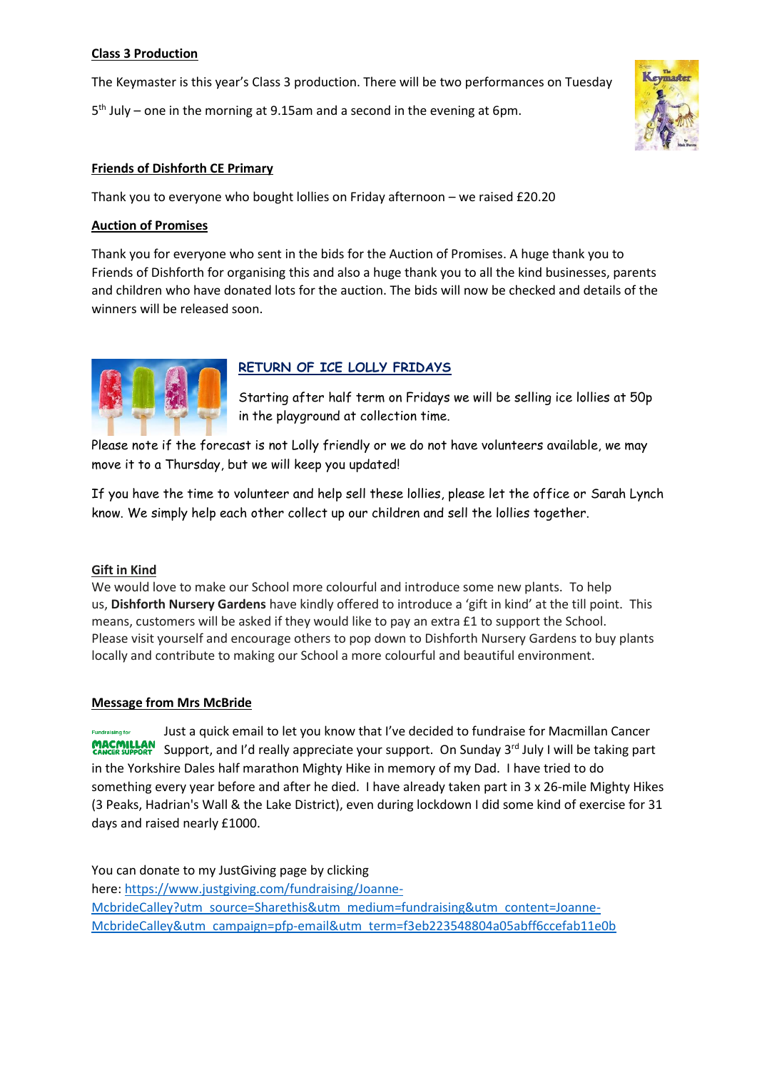**Class 3 Production**

The Keymaster is this year's Class 3 production. There will be two performances on Tuesday 5th July – one in the morning at 9.15am and a second in the evening at 6pm.

**Friends of Dishforth CE Primary**

Thank you to everyone who bought lollies on Friday afternoon – we raised £20.20

**Auction of Promises**

Thank you for everyone who sent in the bids for the Auction of Promises. A huge thank you to Friends of Dishforth for organising this and also a huge thank you to all the kind businesses, parents and children who have donated lots for the auction. The bids will now be checked and details of the winners will be released soon.

**RETURN OF ICE LOLLY FRIDAYS**

Starting after half term on Fridays we will be selling ice lollies at 50p in the playground at collection time.

Please note if the forecast is not Lolly friendly or we do not have volunteers available, we may move it to a Thursday, but we will keep you updated!

If you have the time to volunteer and help sell these lollies, please let the office or Sarah Lynch know. We simply help each other collect up our children and sell the lollies together.

**Gift in Kind**

We would love to make our School more colourful and introduce some new plants. To help us, **Dishforth Nursery Gardens** have kindly offered to introduce a 'gift in kind' at the till point. This means, customers will be asked if they would like to pay an extra £1 to support the School. Please visit yourself and encourage others to pop down to Dishforth Nursery Gardens to buy plants locally and contribute to making our School a more colourful and beautiful environment.

**Message from Mrs McBride**

Just a quick email to let you know that I've decided to fundraise for Macmillan Cancer Support, and I'd really appreciate your support. On Sunday 3rd July I will be taking part in the Yorkshire Dales half marathon Mighty Hike in memory of my Dad. I have tried to do something every year before and after he died. I have already taken part in 3 x 26-mile Mighty Hikes (3 Peaks, Hadrian's Wall & the Lake District), even during lockdown I did some kind of exercise for 31 days and raised nearly £1000.

You can donate to my JustGiving page by clicking here: https://www.justgiving.com/fundraising/Joanne-McbrideCalley?utm_source=Sharethis&utm_medium=fundraising&utm_content=Joanne-McbrideCalley&utm_campaign=pfp-email&utm_term=f3eb223548804a05abff6ccefab11e0b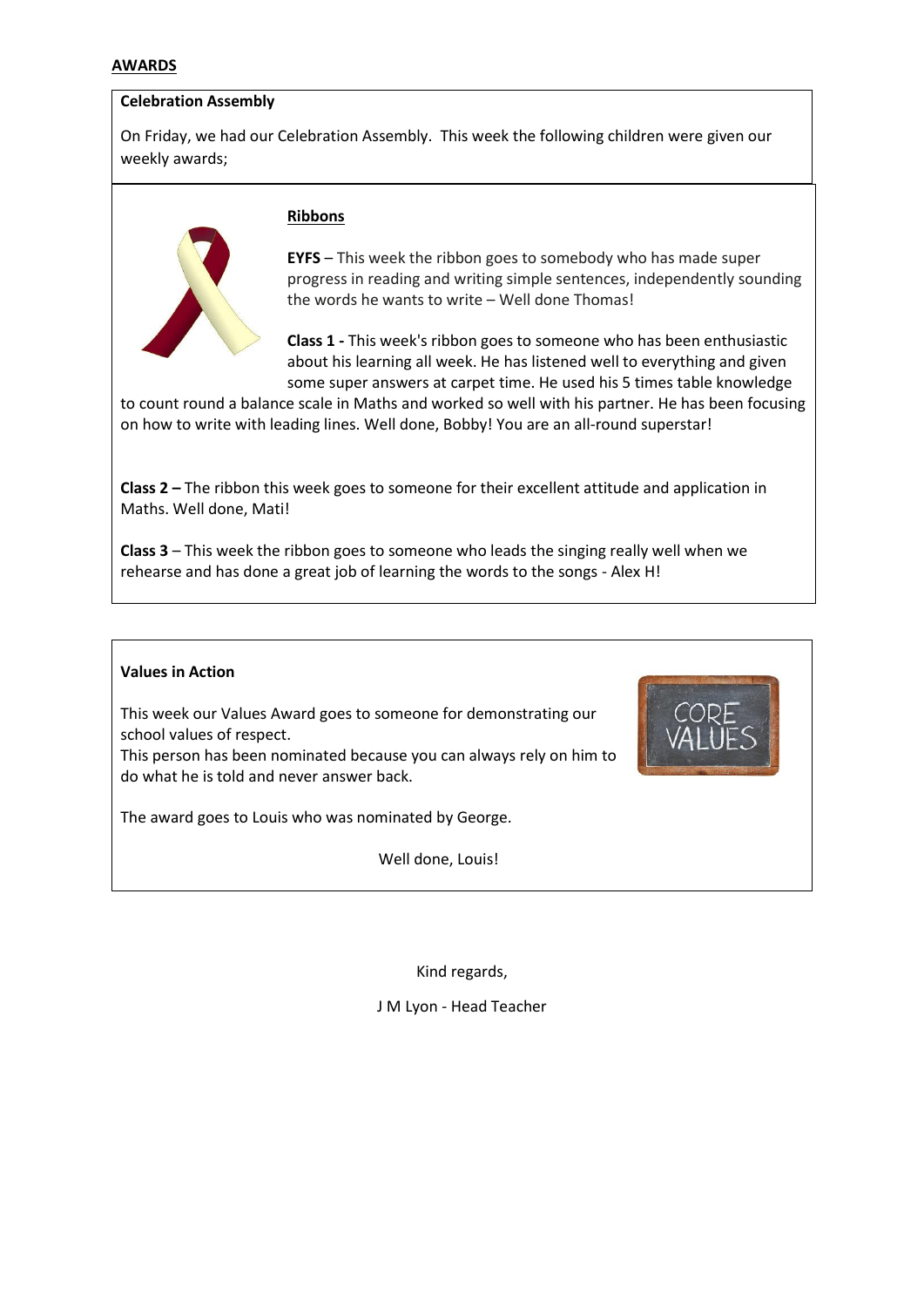**AWARDS**

**Celebration Assembly**

On Friday, we had our Celebration Assembly. This week the following children were given our weekly awards;

**Ribbons**

**EYFS** – This week the ribbon goes to somebody who has made super progress in reading and writing simple sentences, independently sounding the words he wants to write – Well done Thomas!

**Class 1 -** This week's ribbon goes to someone who has been enthusiastic about his learning all week. He has listened well to everything and given some super answers at carpet time. He used his 5 times table knowledge to count round a balance scale in Maths and worked so well with his partner. He has been focusing on how to write with leading lines. Well done, Bobby! You are an all-round superstar!

**Class 2 –** The ribbon this week goes to someone for their excellent attitude and application in Maths. Well done, Mati!

**Class 3** – This week the ribbon goes to someone who leads the singing really well when we rehearse and has done a great job of learning the words to the songs - Alex H!

**Values in Action**

This week our Values Award goes to someone for demonstrating our school values of respect.
This person has been nominated because you can always rely on him to do what he is told and never answer back.

The award goes to Louis who was nominated by George.

Well done, Louis!

Kind regards,

J M Lyon - Head Teacher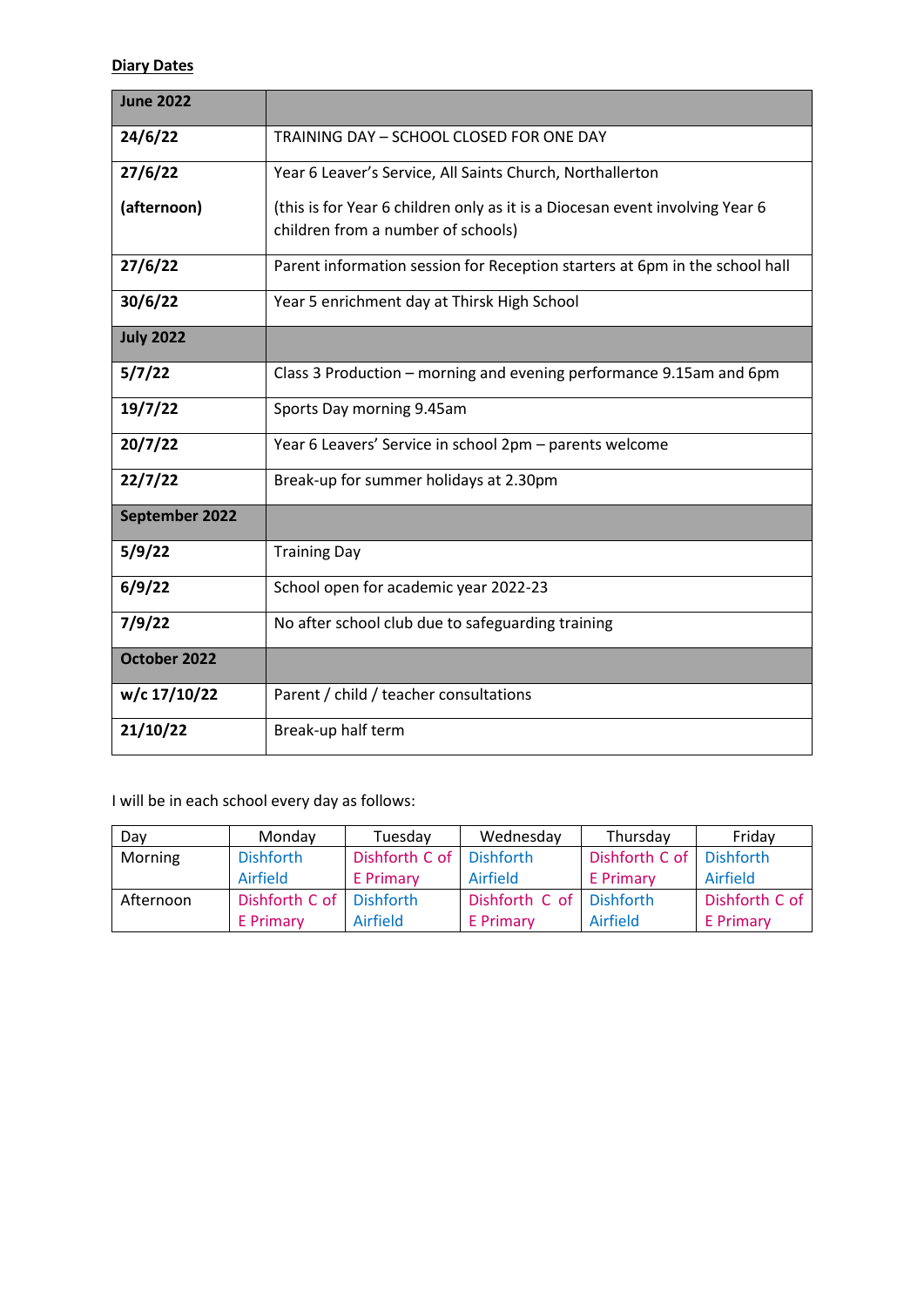**Diary Dates**

| June 2022 | |
|---|---|
| **24/6/22** | TRAINING DAY – SCHOOL CLOSED FOR ONE DAY |
| **27/6/22** **(afternoon)** | Year 6 Leaver's Service, All Saints Church, Northallerton (this is for Year 6 children only as it is a Diocesan event involving Year 6 children from a number of schools) |
| **27/6/22** | Parent information session for Reception starters at 6pm in the school hall |
| **30/6/22** | Year 5 enrichment day at Thirsk High School |
| **July 2022** | |
| **5/7/22** | Class 3 Production – morning and evening performance 9.15am and 6pm |
| **19/7/22** | Sports Day morning 9.45am |
| **20/7/22** | Year 6 Leavers' Service in school 2pm – parents welcome |
| **22/7/22** | Break-up for summer holidays at 2.30pm |
| **September 2022** | |
| **5/9/22** | Training Day |
| **6/9/22** | School open for academic year 2022-23 |
| **7/9/22** | No after school club due to safeguarding training |
| **October 2022** | |
| **w/c 17/10/22** | Parent / child / teacher consultations |
| **21/10/22** | Break-up half term |

I will be in each school every day as follows:

| Day | Monday | Tuesday | Wednesday | Thursday | Friday |
|---|---|---|---|---|---|
| Morning | Dishforth Airfield | Dishforth C of E Primary | Dishforth Airfield | Dishforth C of E Primary | Dishforth Airfield |
| Afternoon | Dishforth C of E Primary | Dishforth Airfield | Dishforth C of E Primary | Dishforth Airfield | Dishforth C of E Primary |